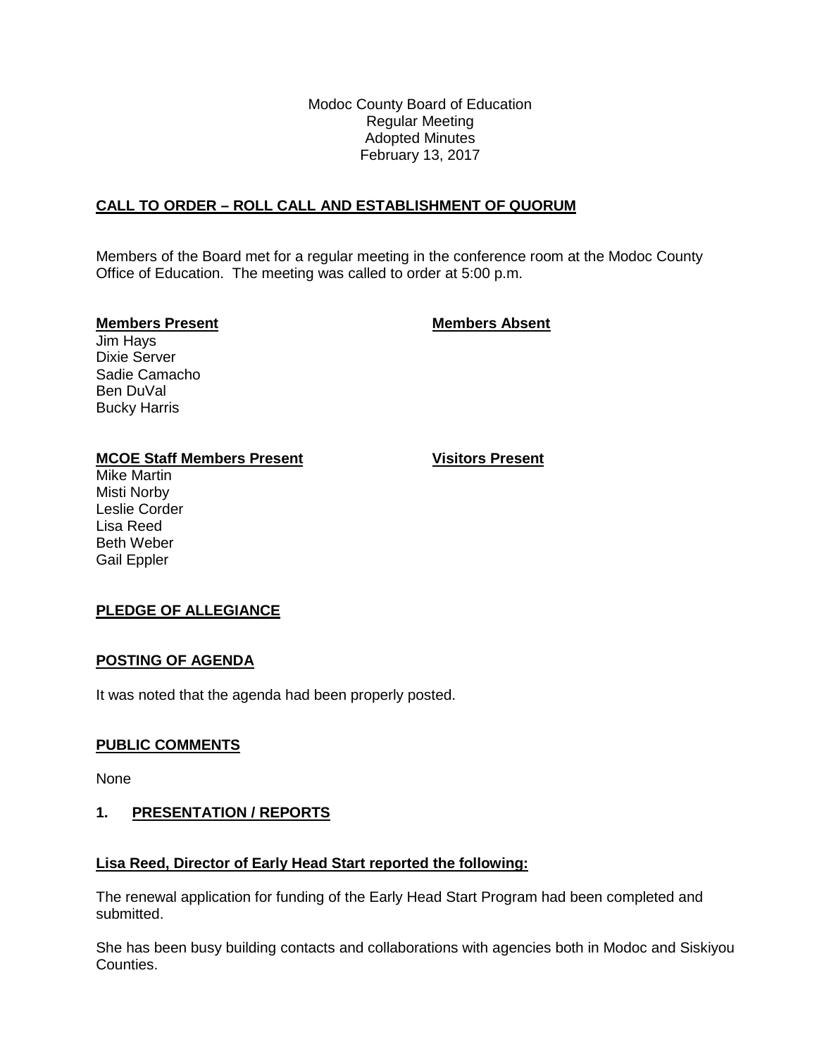Modoc County Board of Education
Regular Meeting
Adopted Minutes
February 13, 2017

## CALL TO ORDER – ROLL CALL AND ESTABLISHMENT OF QUORUM

Members of the Board met for a regular meeting in the conference room at the Modoc County Office of Education. The meeting was called to order at 5:00 p.m.

| **Members Present** | **Members Absent** |
|---|---|
| Jim Hays | |
| Dixie Server | |
| Sadie Camacho | |
| Ben DuVal | |
| Bucky Harris | |

| **MCOE Staff Members Present** | **Visitors Present** |
|---|---|
| Mike Martin | |
| Misti Norby | |
| Leslie Corder | |
| Lisa Reed | |
| Beth Weber | |
| Gail Eppler | |

## PLEDGE OF ALLEGIANCE

## POSTING OF AGENDA

It was noted that the agenda had been properly posted.

## PUBLIC COMMENTS

None

## 1. PRESENTATION / REPORTS

### Lisa Reed, Director of Early Head Start reported the following:

The renewal application for funding of the Early Head Start Program had been completed and submitted.

She has been busy building contacts and collaborations with agencies both in Modoc and Siskiyou Counties.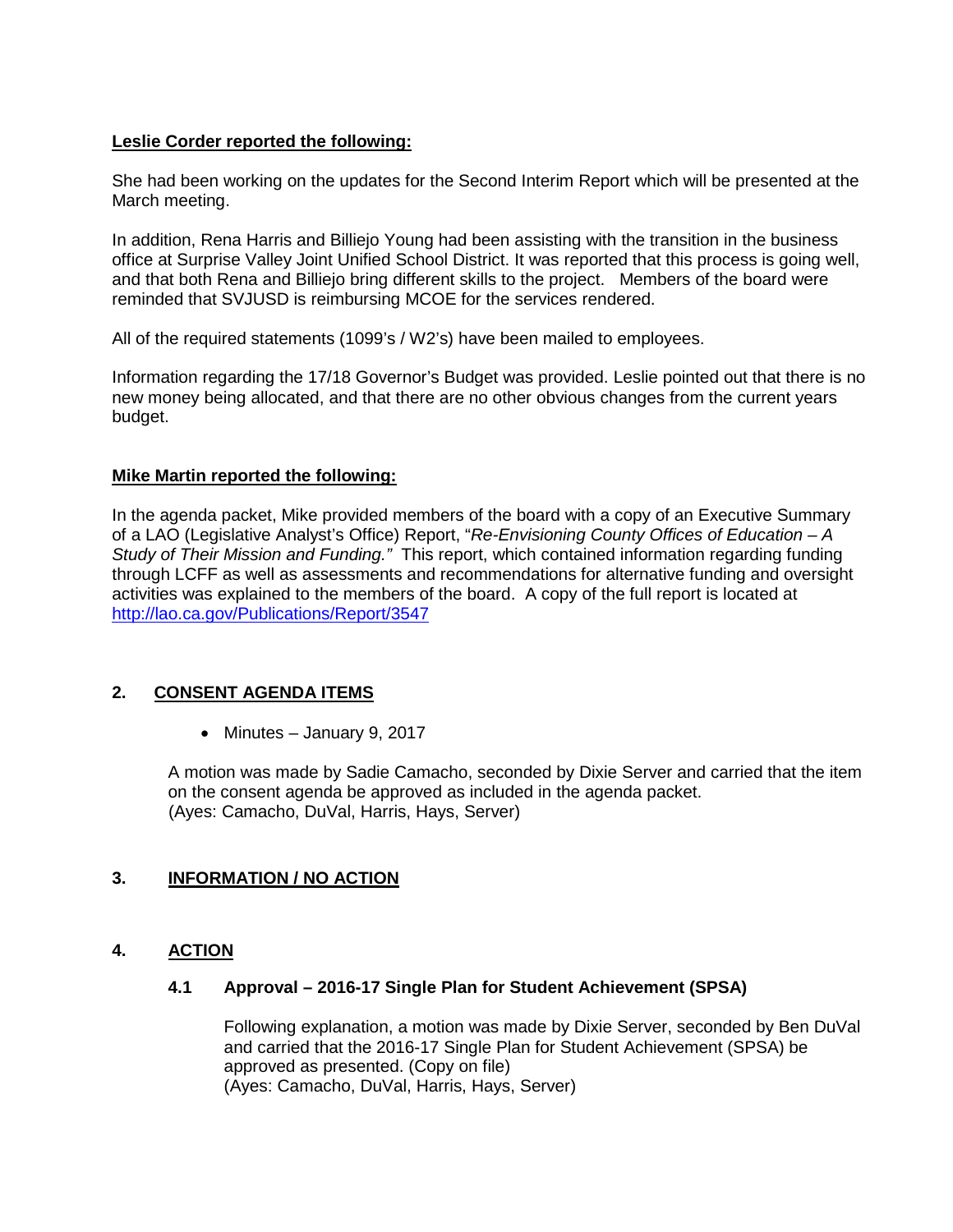**Leslie Corder reported the following:**

She had been working on the updates for the Second Interim Report which will be presented at the March meeting.

In addition, Rena Harris and Billiejo Young had been assisting with the transition in the business office at Surprise Valley Joint Unified School District. It was reported that this process is going well, and that both Rena and Billiejo bring different skills to the project. Members of the board were reminded that SVJUSD is reimbursing MCOE for the services rendered.

All of the required statements (1099's / W2's) have been mailed to employees.

Information regarding the 17/18 Governor's Budget was provided. Leslie pointed out that there is no new money being allocated, and that there are no other obvious changes from the current years budget.

**Mike Martin reported the following:**

In the agenda packet, Mike provided members of the board with a copy of an Executive Summary of a LAO (Legislative Analyst's Office) Report, "*Re-Envisioning County Offices of Education – A Study of Their Mission and Funding.*" This report, which contained information regarding funding through LCFF as well as assessments and recommendations for alternative funding and oversight activities was explained to the members of the board. A copy of the full report is located at http://lao.ca.gov/Publications/Report/3547

## 2. CONSENT AGENDA ITEMS

- Minutes – January 9, 2017

A motion was made by Sadie Camacho, seconded by Dixie Server and carried that the item on the consent agenda be approved as included in the agenda packet.
(Ayes: Camacho, DuVal, Harris, Hays, Server)

## 3. INFORMATION / NO ACTION

## 4. ACTION

### 4.1 Approval – 2016-17 Single Plan for Student Achievement (SPSA)

Following explanation, a motion was made by Dixie Server, seconded by Ben DuVal and carried that the 2016-17 Single Plan for Student Achievement (SPSA) be approved as presented. (Copy on file)
(Ayes: Camacho, DuVal, Harris, Hays, Server)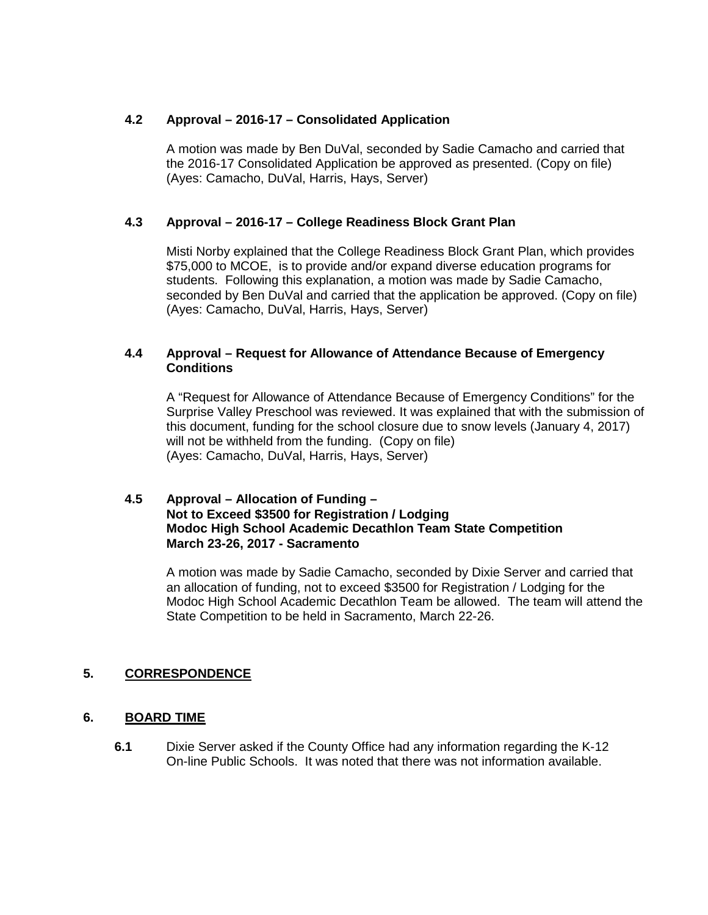### 4.2 Approval – 2016-17 – Consolidated Application

A motion was made by Ben DuVal, seconded by Sadie Camacho and carried that the 2016-17 Consolidated Application be approved as presented. (Copy on file) (Ayes: Camacho, DuVal, Harris, Hays, Server)

### 4.3 Approval – 2016-17 – College Readiness Block Grant Plan

Misti Norby explained that the College Readiness Block Grant Plan, which provides $75,000 to MCOE, is to provide and/or expand diverse education programs for students. Following this explanation, a motion was made by Sadie Camacho, seconded by Ben DuVal and carried that the application be approved. (Copy on file) (Ayes: Camacho, DuVal, Harris, Hays, Server)

### 4.4 Approval – Request for Allowance of Attendance Because of Emergency Conditions

A "Request for Allowance of Attendance Because of Emergency Conditions" for the Surprise Valley Preschool was reviewed. It was explained that with the submission of this document, funding for the school closure due to snow levels (January 4, 2017) will not be withheld from the funding. (Copy on file)
(Ayes: Camacho, DuVal, Harris, Hays, Server)

### 4.5 Approval – Allocation of Funding – Not to Exceed $3500 for Registration / Lodging Modoc High School Academic Decathlon Team State Competition March 23-26, 2017 - Sacramento

A motion was made by Sadie Camacho, seconded by Dixie Server and carried that an allocation of funding, not to exceed $3500 for Registration / Lodging for the Modoc High School Academic Decathlon Team be allowed. The team will attend the State Competition to be held in Sacramento, March 22-26.

## 5. CORRESPONDENCE

## 6. BOARD TIME

**6.1** Dixie Server asked if the County Office had any information regarding the K-12 On-line Public Schools. It was noted that there was not information available.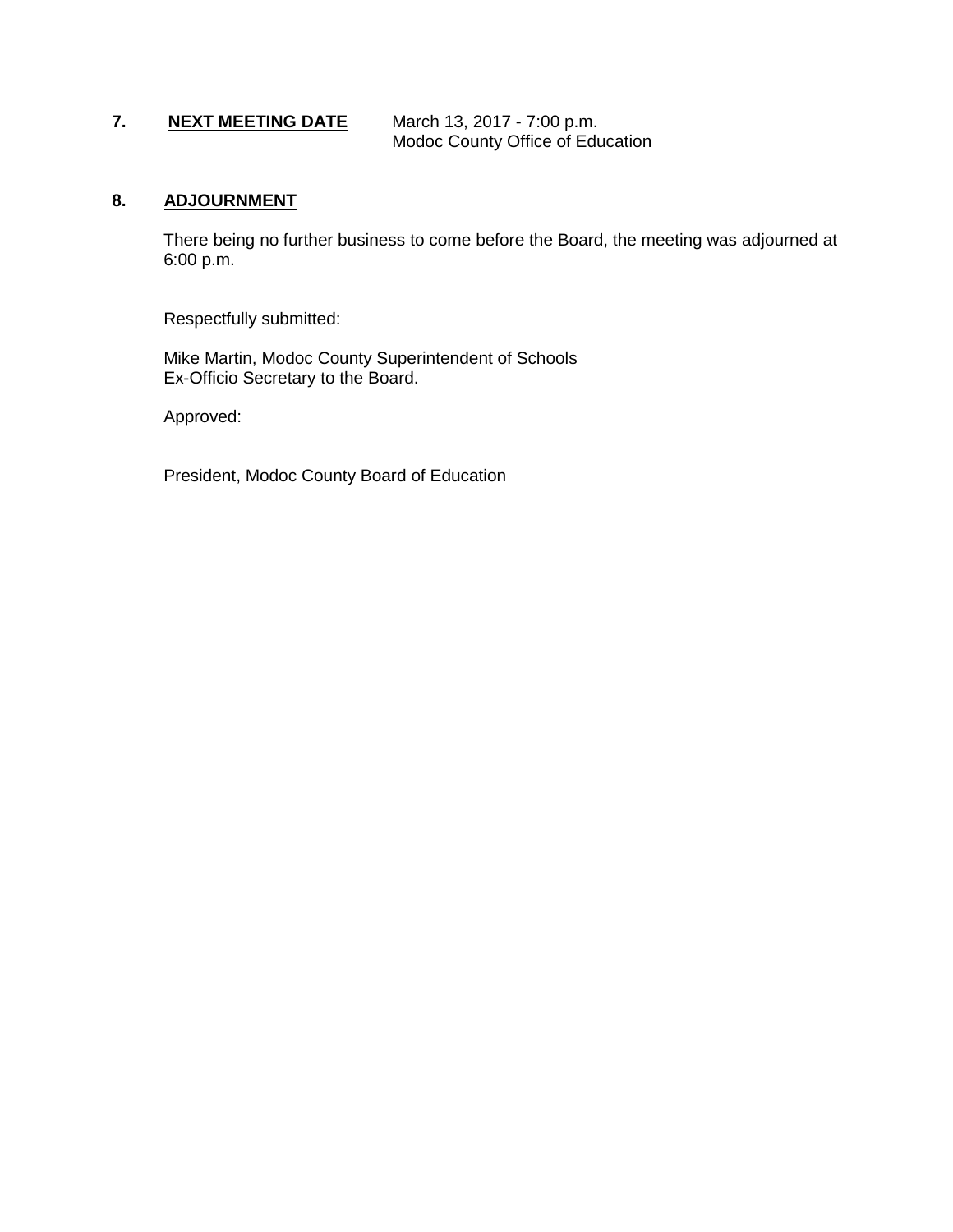**7. NEXT MEETING DATE** March 13, 2017 - 7:00 p.m.
Modoc County Office of Education

**8. ADJOURNMENT**

There being no further business to come before the Board, the meeting was adjourned at 6:00 p.m.

Respectfully submitted:

Mike Martin, Modoc County Superintendent of Schools
Ex-Officio Secretary to the Board.

Approved:

President, Modoc County Board of Education